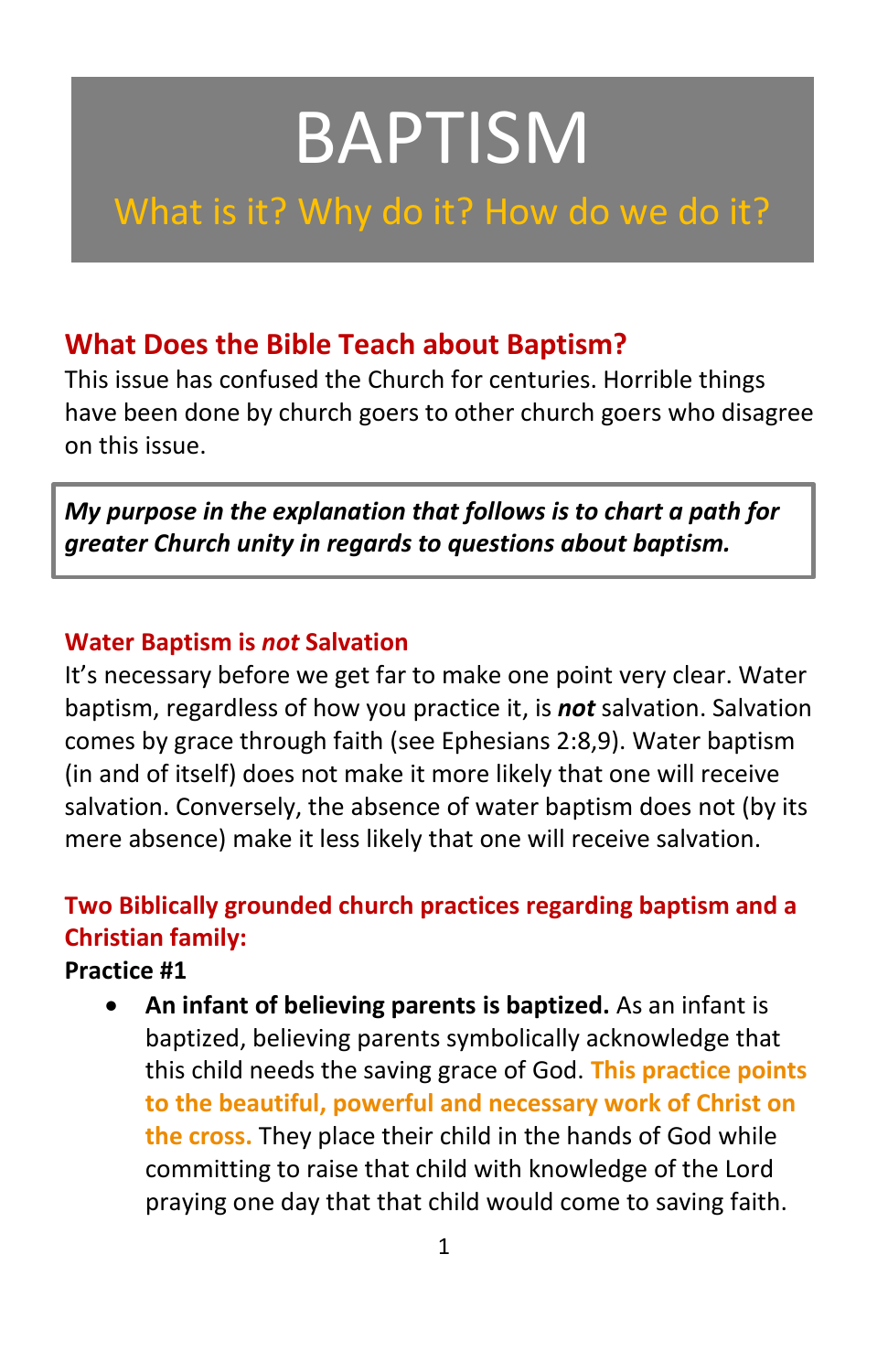# BAPTISM

## What is it? Why do it? How do we do it?

## What Does the Bible Teach about Baptism?

This issue has confused the Church for centuries. Horrible things have been done by church goers to other church goers who disagree on this issue.

> ***My purpose in the explanation that follows is to chart a path for greater Church unity in regards to questions about baptism.***

### Water Baptism is *not* Salvation

It's necessary before we get far to make one point very clear. Water baptism, regardless of how you practice it, is ***not*** salvation. Salvation comes by grace through faith (see Ephesians 2:8,9). Water baptism (in and of itself) does not make it more likely that one will receive salvation. Conversely, the absence of water baptism does not (by its mere absence) make it less likely that one will receive salvation.

### Two Biblically grounded church practices regarding baptism and a Christian family:

**Practice #1**

- **An infant of believing parents is baptized.** As an infant is baptized, believing parents symbolically acknowledge that this child needs the saving grace of God. **This practice points to the beautiful, powerful and necessary work of Christ on the cross.** They place their child in the hands of God while committing to raise that child with knowledge of the Lord praying one day that that child would come to saving faith.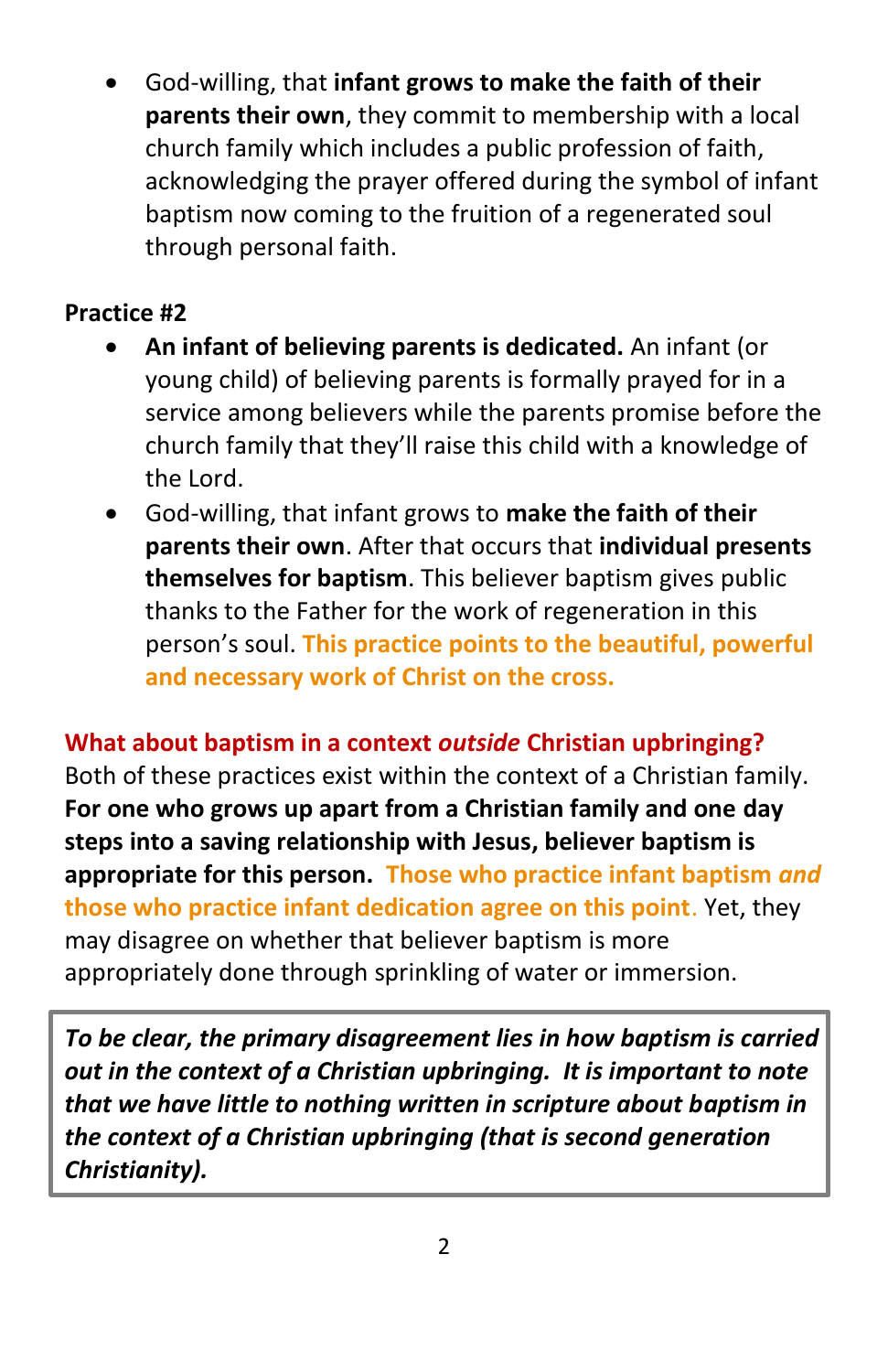- God-willing, that **infant grows to make the faith of their parents their own**, they commit to membership with a local church family which includes a public profession of faith, acknowledging the prayer offered during the symbol of infant baptism now coming to the fruition of a regenerated soul through personal faith.

**Practice #2**

- **An infant of believing parents is dedicated.** An infant (or young child) of believing parents is formally prayed for in a service among believers while the parents promise before the church family that they'll raise this child with a knowledge of the Lord.
- God-willing, that infant grows to **make the faith of their parents their own**. After that occurs that **individual presents themselves for baptism**. This believer baptism gives public thanks to the Father for the work of regeneration in this person's soul. **This practice points to the beautiful, powerful and necessary work of Christ on the cross.**

**What about baptism in a context *outside* Christian upbringing?**
Both of these practices exist within the context of a Christian family. **For one who grows up apart from a Christian family and one day steps into a saving relationship with Jesus, believer baptism is appropriate for this person.** **Those who practice infant baptism *and* those who practice infant dedication agree on this point**. Yet, they may disagree on whether that believer baptism is more appropriately done through sprinkling of water or immersion.

> ***To be clear, the primary disagreement lies in how baptism is carried out in the context of a Christian upbringing. It is important to note that we have little to nothing written in scripture about baptism in the context of a Christian upbringing (that is second generation Christianity).***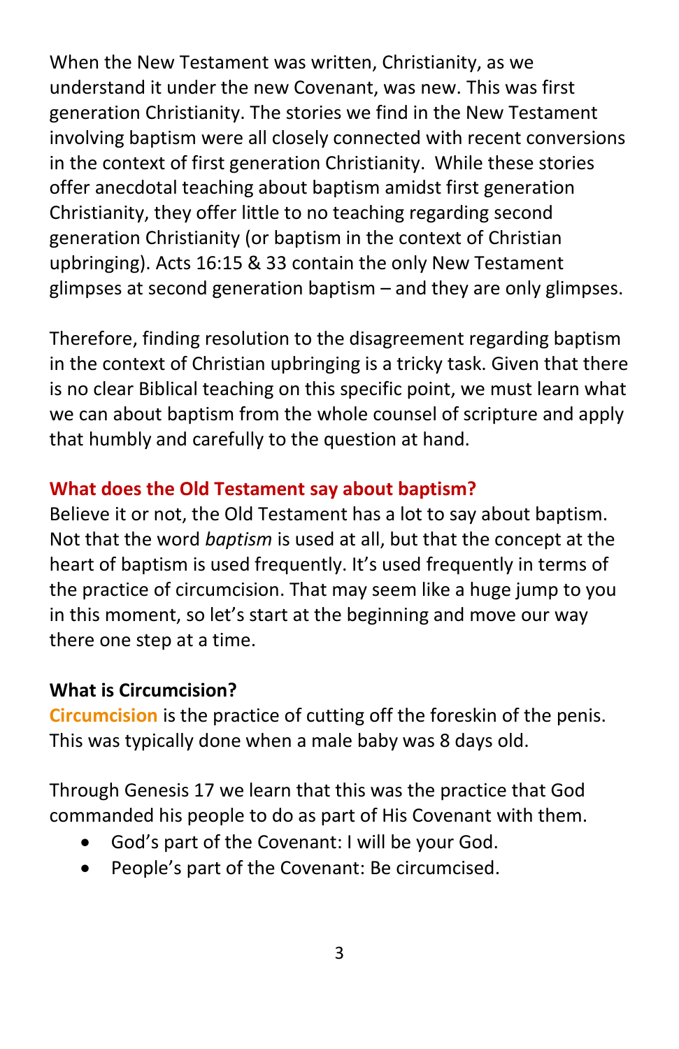When the New Testament was written, Christianity, as we understand it under the new Covenant, was new. This was first generation Christianity. The stories we find in the New Testament involving baptism were all closely connected with recent conversions in the context of first generation Christianity. While these stories offer anecdotal teaching about baptism amidst first generation Christianity, they offer little to no teaching regarding second generation Christianity (or baptism in the context of Christian upbringing). Acts 16:15 & 33 contain the only New Testament glimpses at second generation baptism – and they are only glimpses.

Therefore, finding resolution to the disagreement regarding baptism in the context of Christian upbringing is a tricky task. Given that there is no clear Biblical teaching on this specific point, we must learn what we can about baptism from the whole counsel of scripture and apply that humbly and carefully to the question at hand.

## What does the Old Testament say about baptism?

Believe it or not, the Old Testament has a lot to say about baptism. Not that the word *baptism* is used at all, but that the concept at the heart of baptism is used frequently. It's used frequently in terms of the practice of circumcision. That may seem like a huge jump to you in this moment, so let's start at the beginning and move our way there one step at a time.

### What is Circumcision?

**Circumcision** is the practice of cutting off the foreskin of the penis. This was typically done when a male baby was 8 days old.

Through Genesis 17 we learn that this was the practice that God commanded his people to do as part of His Covenant with them.

- God's part of the Covenant: I will be your God.
- People's part of the Covenant: Be circumcised.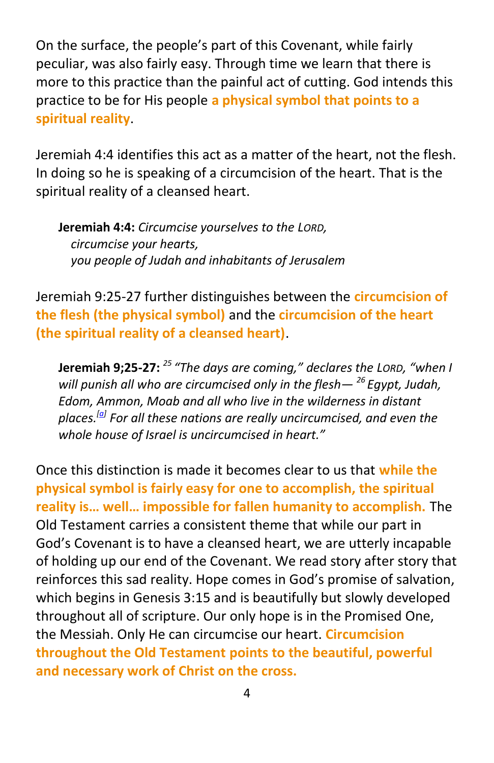On the surface, the people's part of this Covenant, while fairly peculiar, was also fairly easy. Through time we learn that there is more to this practice than the painful act of cutting. God intends this practice to be for His people **a physical symbol that points to a spiritual reality**.

Jeremiah 4:4 identifies this act as a matter of the heart, not the flesh. In doing so he is speaking of a circumcision of the heart. That is the spiritual reality of a cleansed heart.

> **Jeremiah 4:4:** *Circumcise yourselves to the LORD,*
> *circumcise your hearts,*
> *you people of Judah and inhabitants of Jerusalem*

Jeremiah 9:25-27 further distinguishes between the **circumcision of the flesh (the physical symbol)** and the **circumcision of the heart (the spiritual reality of a cleansed heart)**.

> **Jeremiah 9;25-27:** [25] *"The days are coming," declares the LORD, "when I will punish all who are circumcised only in the flesh—* [26] *Egypt, Judah, Edom, Ammon, Moab and all who live in the wilderness in distant places.*[a] *For all these nations are really uncircumcised, and even the whole house of Israel is uncircumcised in heart."*

Once this distinction is made it becomes clear to us that **while the physical symbol is fairly easy for one to accomplish, the spiritual reality is… well… impossible for fallen humanity to accomplish.** The Old Testament carries a consistent theme that while our part in God's Covenant is to have a cleansed heart, we are utterly incapable of holding up our end of the Covenant. We read story after story that reinforces this sad reality. Hope comes in God's promise of salvation, which begins in Genesis 3:15 and is beautifully but slowly developed throughout all of scripture. Our only hope is in the Promised One, the Messiah. Only He can circumcise our heart. **Circumcision throughout the Old Testament points to the beautiful, powerful and necessary work of Christ on the cross.**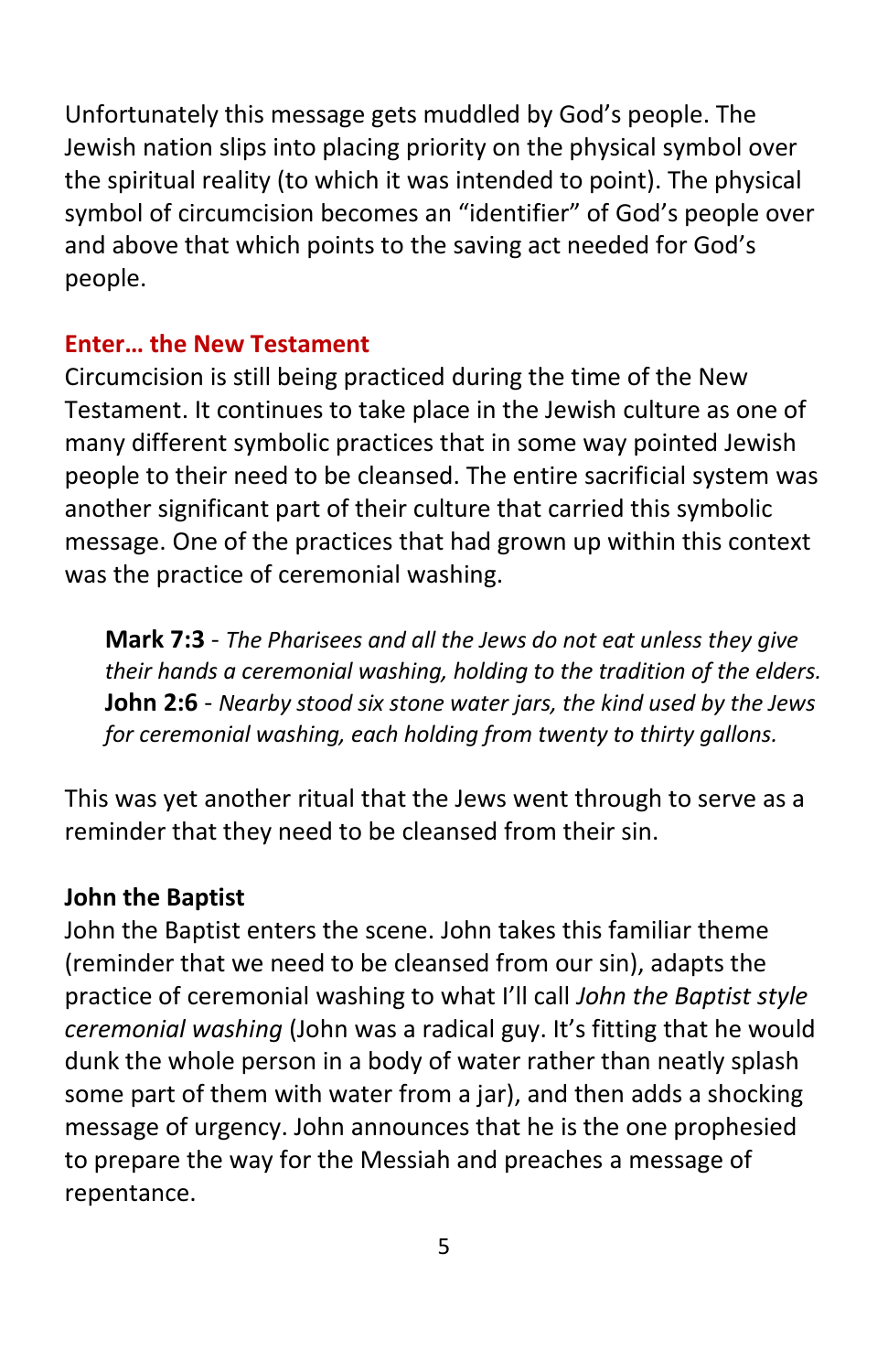Unfortunately this message gets muddled by God's people. The Jewish nation slips into placing priority on the physical symbol over the spiritual reality (to which it was intended to point). The physical symbol of circumcision becomes an "identifier" of God's people over and above that which points to the saving act needed for God's people.

## Enter… the New Testament

Circumcision is still being practiced during the time of the New Testament. It continues to take place in the Jewish culture as one of many different symbolic practices that in some way pointed Jewish people to their need to be cleansed. The entire sacrificial system was another significant part of their culture that carried this symbolic message. One of the practices that had grown up within this context was the practice of ceremonial washing.

> **Mark 7:3** - *The Pharisees and all the Jews do not eat unless they give their hands a ceremonial washing, holding to the tradition of the elders.*
> **John 2:6** - *Nearby stood six stone water jars, the kind used by the Jews for ceremonial washing, each holding from twenty to thirty gallons.*

This was yet another ritual that the Jews went through to serve as a reminder that they need to be cleansed from their sin.

### John the Baptist

John the Baptist enters the scene. John takes this familiar theme (reminder that we need to be cleansed from our sin), adapts the practice of ceremonial washing to what I'll call *John the Baptist style ceremonial washing* (John was a radical guy. It's fitting that he would dunk the whole person in a body of water rather than neatly splash some part of them with water from a jar), and then adds a shocking message of urgency. John announces that he is the one prophesied to prepare the way for the Messiah and preaches a message of repentance.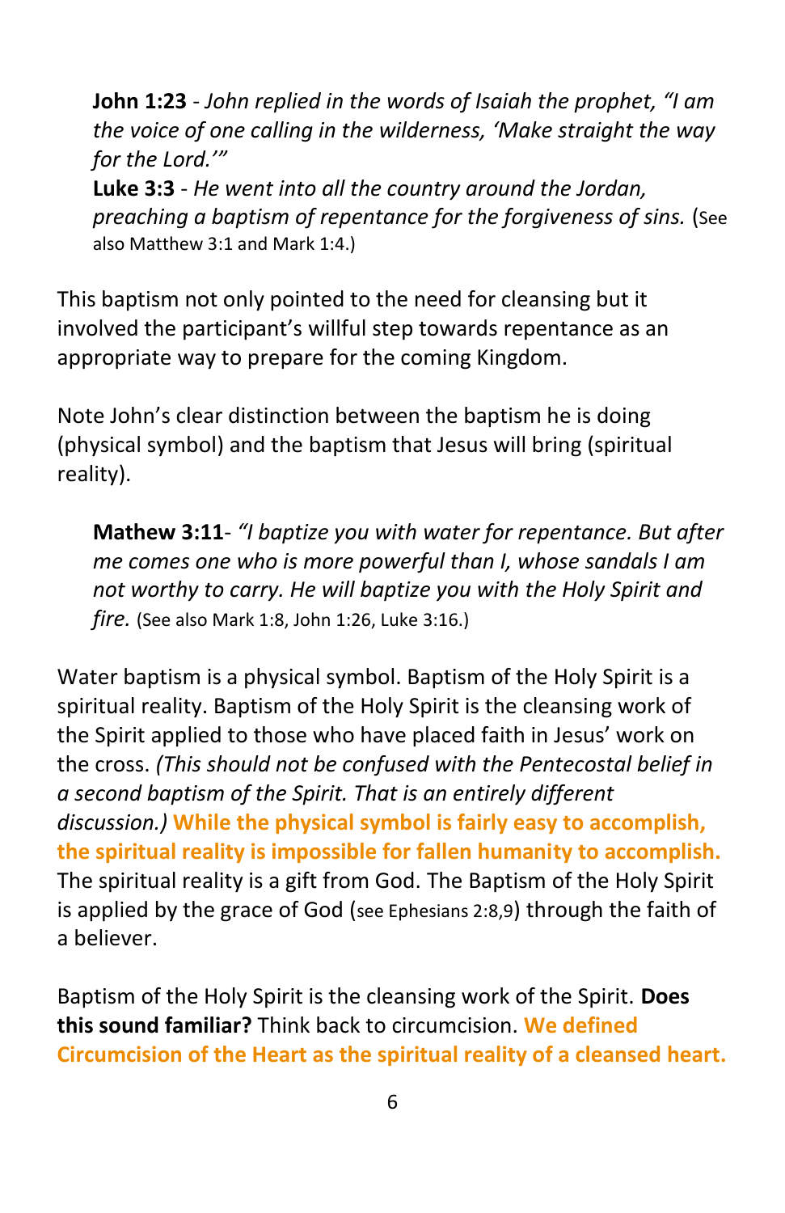> **John 1:23** - *John replied in the words of Isaiah the prophet, "I am the voice of one calling in the wilderness, 'Make straight the way for the Lord.'"*
> **Luke 3:3** - *He went into all the country around the Jordan, preaching a baptism of repentance for the forgiveness of sins.* (See also Matthew 3:1 and Mark 1:4.)

This baptism not only pointed to the need for cleansing but it involved the participant's willful step towards repentance as an appropriate way to prepare for the coming Kingdom.

Note John's clear distinction between the baptism he is doing (physical symbol) and the baptism that Jesus will bring (spiritual reality).

> **Mathew 3:11**- *"I baptize you with water for repentance. But after me comes one who is more powerful than I, whose sandals I am not worthy to carry. He will baptize you with the Holy Spirit and fire.* (See also Mark 1:8, John 1:26, Luke 3:16.)

Water baptism is a physical symbol. Baptism of the Holy Spirit is a spiritual reality. Baptism of the Holy Spirit is the cleansing work of the Spirit applied to those who have placed faith in Jesus' work on the cross. *(This should not be confused with the Pentecostal belief in a second baptism of the Spirit. That is an entirely different discussion.)* **While the physical symbol is fairly easy to accomplish, the spiritual reality is impossible for fallen humanity to accomplish.** The spiritual reality is a gift from God. The Baptism of the Holy Spirit is applied by the grace of God (see Ephesians 2:8,9) through the faith of a believer.

Baptism of the Holy Spirit is the cleansing work of the Spirit. **Does this sound familiar?** Think back to circumcision. **We defined Circumcision of the Heart as the spiritual reality of a cleansed heart.**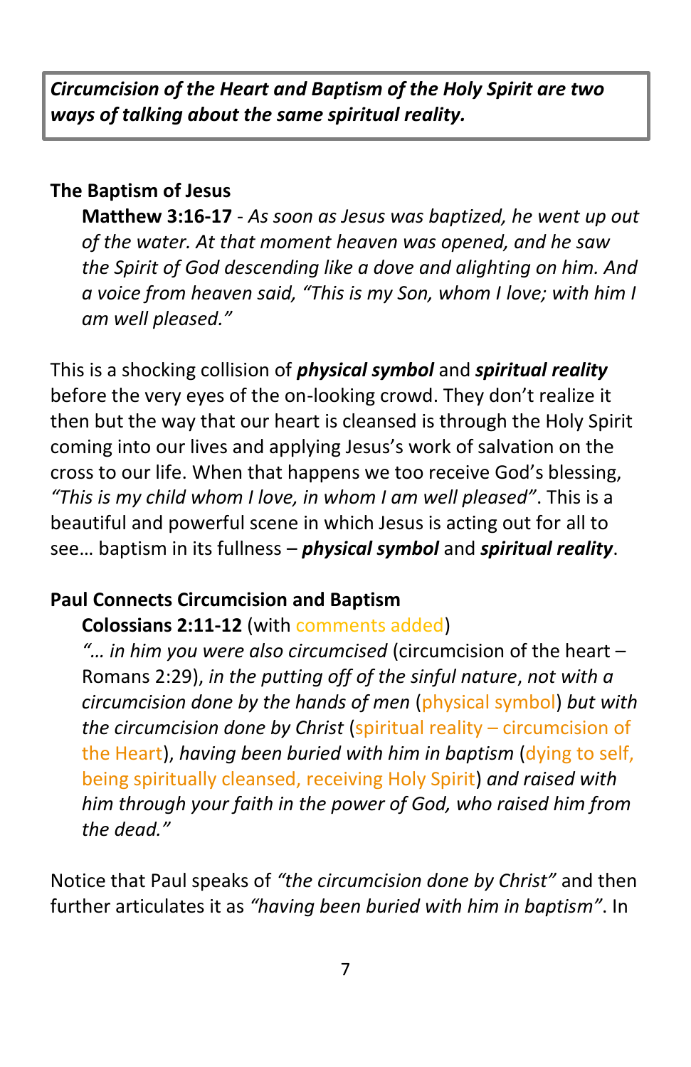***Circumcision of the Heart and Baptism of the Holy Spirit are two ways of talking about the same spiritual reality.***

**The Baptism of Jesus**

**Matthew 3:16-17** - *As soon as Jesus was baptized, he went up out of the water. At that moment heaven was opened, and he saw the Spirit of God descending like a dove and alighting on him. And a voice from heaven said, "This is my Son, whom I love; with him I am well pleased."*

This is a shocking collision of ***physical symbol*** and ***spiritual reality*** before the very eyes of the on-looking crowd. They don't realize it then but the way that our heart is cleansed is through the Holy Spirit coming into our lives and applying Jesus's work of salvation on the cross to our life. When that happens we too receive God's blessing, *"This is my child whom I love, in whom I am well pleased"*. This is a beautiful and powerful scene in which Jesus is acting out for all to see… baptism in its fullness – ***physical symbol*** and ***spiritual reality***.

**Paul Connects Circumcision and Baptism**

**Colossians 2:11-12** (with comments added)

*"… in him you were also circumcised* (circumcision of the heart – Romans 2:29), *in the putting off of the sinful nature*, *not with a circumcision done by the hands of men* (physical symbol) *but with the circumcision done by Christ* (spiritual reality – circumcision of the Heart), *having been buried with him in baptism* (dying to self, being spiritually cleansed, receiving Holy Spirit) *and raised with him through your faith in the power of God, who raised him from the dead."*

Notice that Paul speaks of *"the circumcision done by Christ"* and then further articulates it as *"having been buried with him in baptism"*. In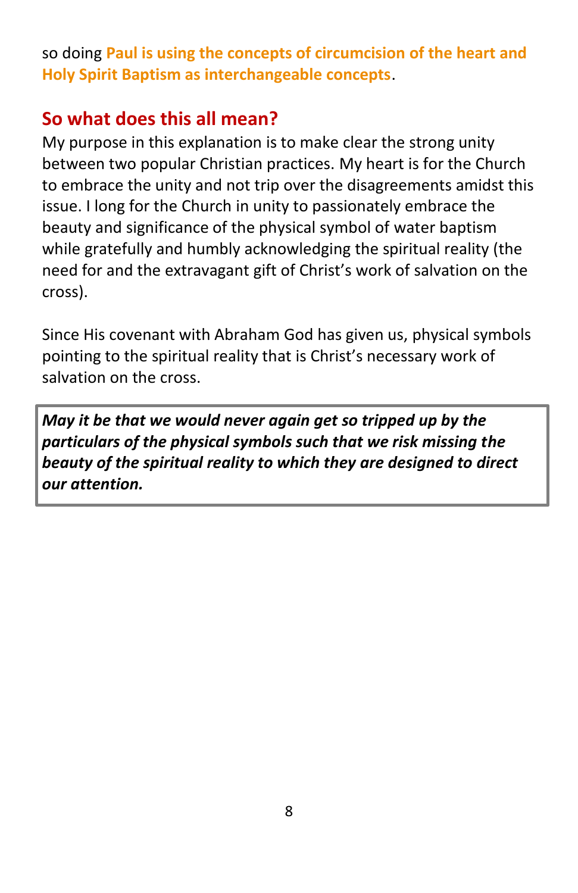so doing **Paul is using the concepts of circumcision of the heart and Holy Spirit Baptism as interchangeable concepts**.

## So what does this all mean?

My purpose in this explanation is to make clear the strong unity between two popular Christian practices. My heart is for the Church to embrace the unity and not trip over the disagreements amidst this issue. I long for the Church in unity to passionately embrace the beauty and significance of the physical symbol of water baptism while gratefully and humbly acknowledging the spiritual reality (the need for and the extravagant gift of Christ's work of salvation on the cross).

Since His covenant with Abraham God has given us, physical symbols pointing to the spiritual reality that is Christ's necessary work of salvation on the cross.

> ***May it be that we would never again get so tripped up by the particulars of the physical symbols such that we risk missing the beauty of the spiritual reality to which they are designed to direct our attention.***